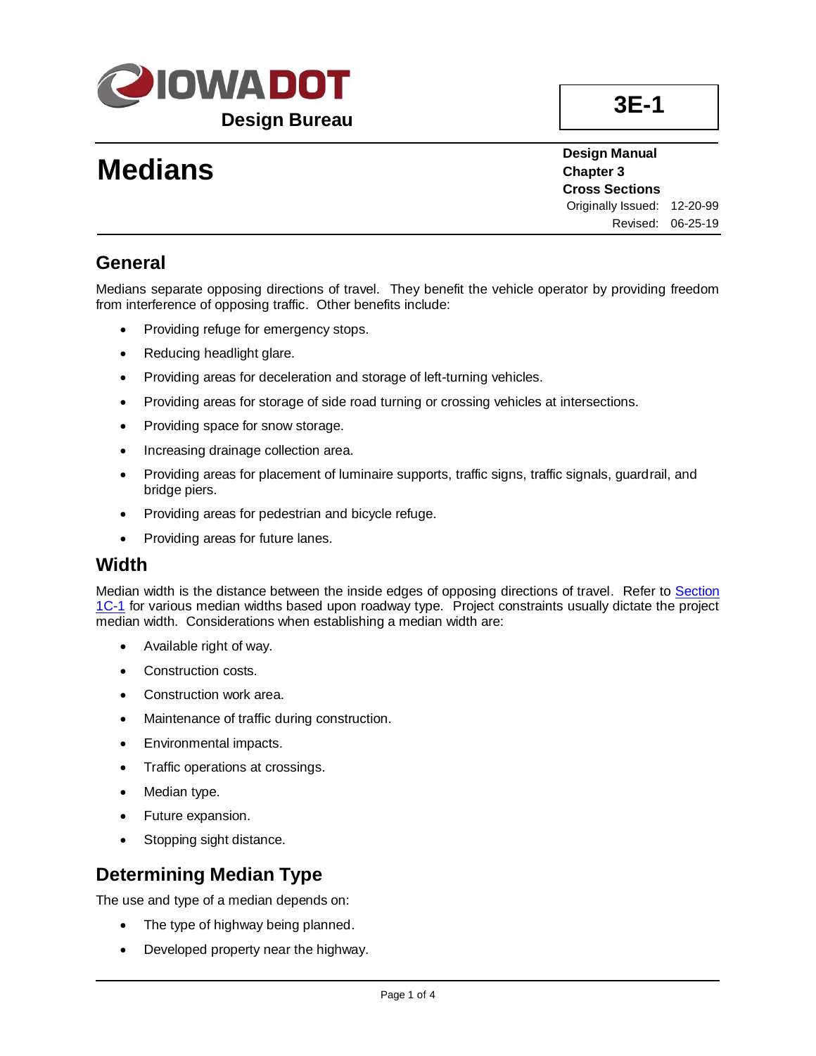**IOWA DOT**
**Design Bureau**

**3E-1**

# Medians

**Design Manual**
**Chapter 3**
**Cross Sections**
Originally Issued: 12-20-99
Revised: 06-25-19

## General

Medians separate opposing directions of travel. They benefit the vehicle operator by providing freedom from interference of opposing traffic. Other benefits include:

- Providing refuge for emergency stops.
- Reducing headlight glare.
- Providing areas for deceleration and storage of left-turning vehicles.
- Providing areas for storage of side road turning or crossing vehicles at intersections.
- Providing space for snow storage.
- Increasing drainage collection area.
- Providing areas for placement of luminaire supports, traffic signs, traffic signals, guardrail, and bridge piers.
- Providing areas for pedestrian and bicycle refuge.
- Providing areas for future lanes.

## Width

Median width is the distance between the inside edges of opposing directions of travel. Refer to Section 1C-1 for various median widths based upon roadway type. Project constraints usually dictate the project median width. Considerations when establishing a median width are:

- Available right of way.
- Construction costs.
- Construction work area.
- Maintenance of traffic during construction.
- Environmental impacts.
- Traffic operations at crossings.
- Median type.
- Future expansion.
- Stopping sight distance.

## Determining Median Type

The use and type of a median depends on:

- The type of highway being planned.
- Developed property near the highway.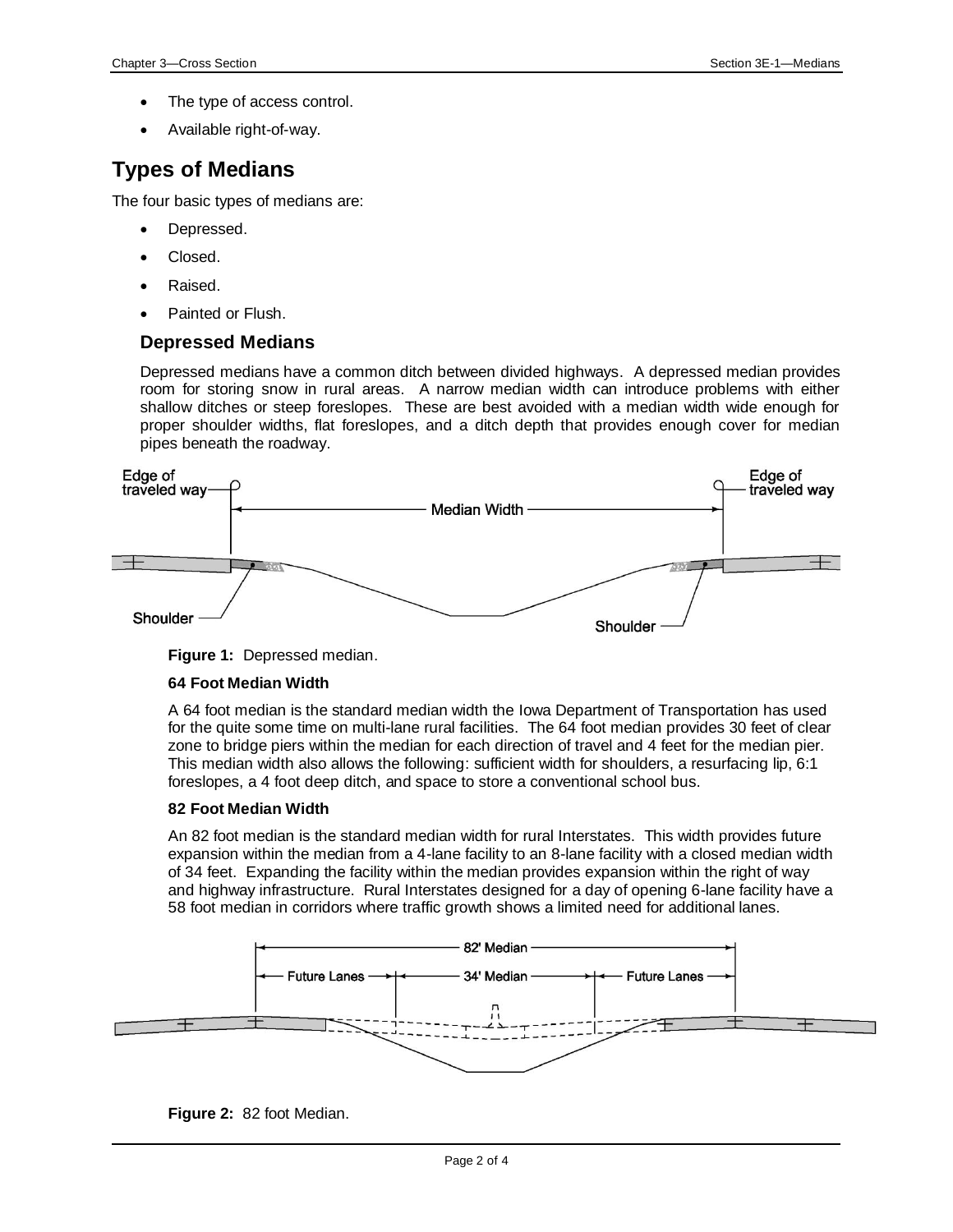- The type of access control.
- Available right-of-way.

## Types of Medians

The four basic types of medians are:

- Depressed.
- Closed.
- Raised.
- Painted or Flush.

### Depressed Medians

Depressed medians have a common ditch between divided highways. A depressed median provides room for storing snow in rural areas. A narrow median width can introduce problems with either shallow ditches or steep foreslopes. These are best avoided with a median width wide enough for proper shoulder widths, flat foreslopes, and a ditch depth that provides enough cover for median pipes beneath the roadway.

**Figure 1:** Depressed median.

**64 Foot Median Width**

A 64 foot median is the standard median width the Iowa Department of Transportation has used for the quite some time on multi-lane rural facilities. The 64 foot median provides 30 feet of clear zone to bridge piers within the median for each direction of travel and 4 feet for the median pier. This median width also allows the following: sufficient width for shoulders, a resurfacing lip, 6:1 foreslopes, a 4 foot deep ditch, and space to store a conventional school bus.

**82 Foot Median Width**

An 82 foot median is the standard median width for rural Interstates. This width provides future expansion within the median from a 4-lane facility to an 8-lane facility with a closed median width of 34 feet. Expanding the facility within the median provides expansion within the right of way and highway infrastructure. Rural Interstates designed for a day of opening 6-lane facility have a 58 foot median in corridors where traffic growth shows a limited need for additional lanes.

**Figure 2:** 82 foot Median.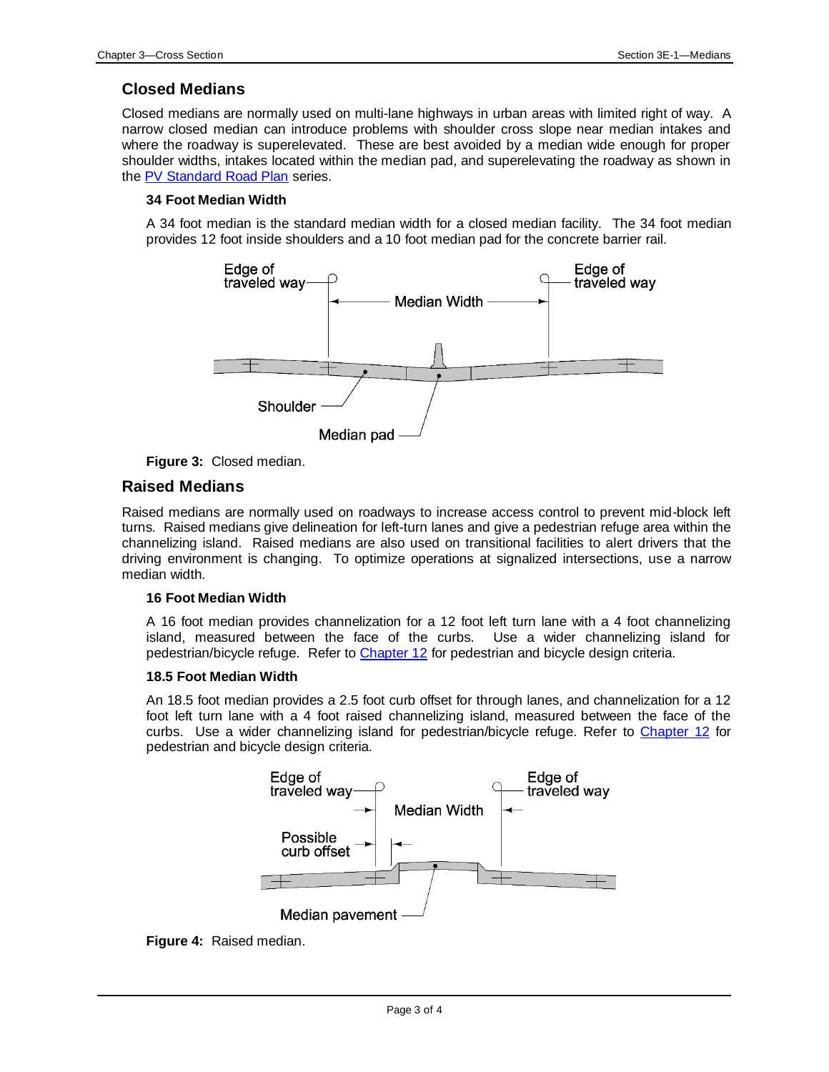## Closed Medians

Closed medians are normally used on multi-lane highways in urban areas with limited right of way. A narrow closed median can introduce problems with shoulder cross slope near median intakes and where the roadway is superelevated. These are best avoided by a median wide enough for proper shoulder widths, intakes located within the median pad, and superelevating the roadway as shown in the PV Standard Road Plan series.

### 34 Foot Median Width

A 34 foot median is the standard median width for a closed median facility. The 34 foot median provides 12 foot inside shoulders and a 10 foot median pad for the concrete barrier rail.

**Figure 3:** Closed median.

## Raised Medians

Raised medians are normally used on roadways to increase access control to prevent mid-block left turns. Raised medians give delineation for left-turn lanes and give a pedestrian refuge area within the channelizing island. Raised medians are also used on transitional facilities to alert drivers that the driving environment is changing. To optimize operations at signalized intersections, use a narrow median width.

### 16 Foot Median Width

A 16 foot median provides channelization for a 12 foot left turn lane with a 4 foot channelizing island, measured between the face of the curbs. Use a wider channelizing island for pedestrian/bicycle refuge. Refer to Chapter 12 for pedestrian and bicycle design criteria.

### 18.5 Foot Median Width

An 18.5 foot median provides a 2.5 foot curb offset for through lanes, and channelization for a 12 foot left turn lane with a 4 foot raised channelizing island, measured between the face of the curbs. Use a wider channelizing island for pedestrian/bicycle refuge. Refer to Chapter 12 for pedestrian and bicycle design criteria.

**Figure 4:** Raised median.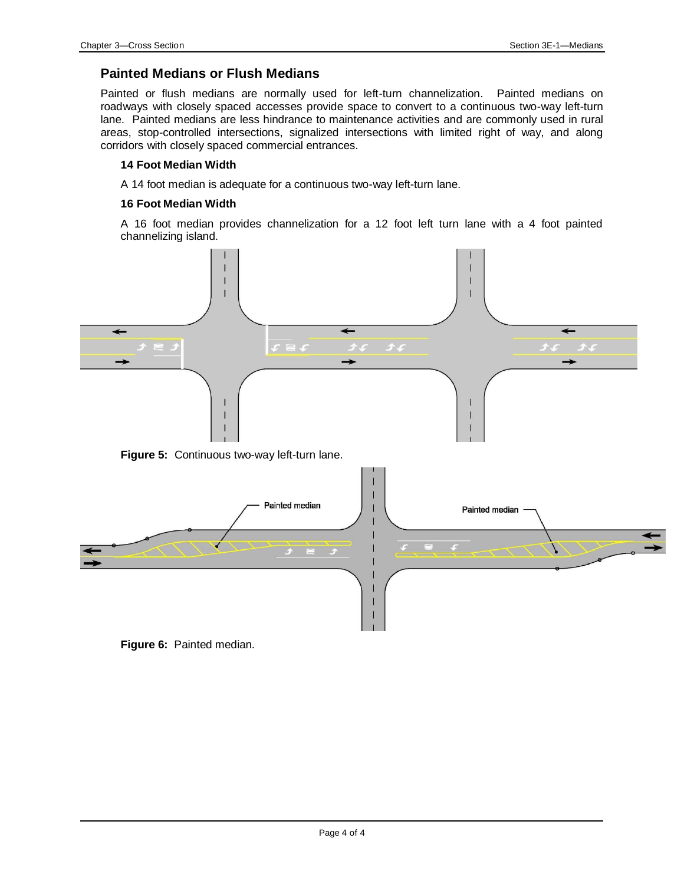## Painted Medians or Flush Medians

Painted or flush medians are normally used for left-turn channelization. Painted medians on roadways with closely spaced accesses provide space to convert to a continuous two-way left-turn lane. Painted medians are less hindrance to maintenance activities and are commonly used in rural areas, stop-controlled intersections, signalized intersections with limited right of way, and along corridors with closely spaced commercial entrances.

### 14 Foot Median Width

A 14 foot median is adequate for a continuous two-way left-turn lane.

### 16 Foot Median Width

A 16 foot median provides channelization for a 12 foot left turn lane with a 4 foot painted channelizing island.

**Figure 5:** Continuous two-way left-turn lane.

**Figure 6:** Painted median.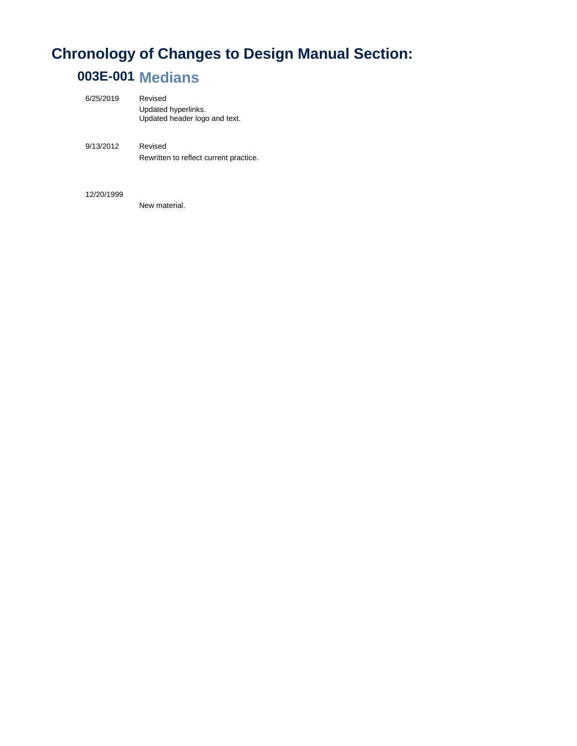# Chronology of Changes to Design Manual Section:

## 003E-001 Medians

| | |
|---|---|
| 6/25/2019 | Revised<br>Updated hyperlinks.<br>Updated header logo and text. |
| 9/13/2012 | Revised<br>Rewritten to reflect current practice. |
| 12/20/1999 | New material. |